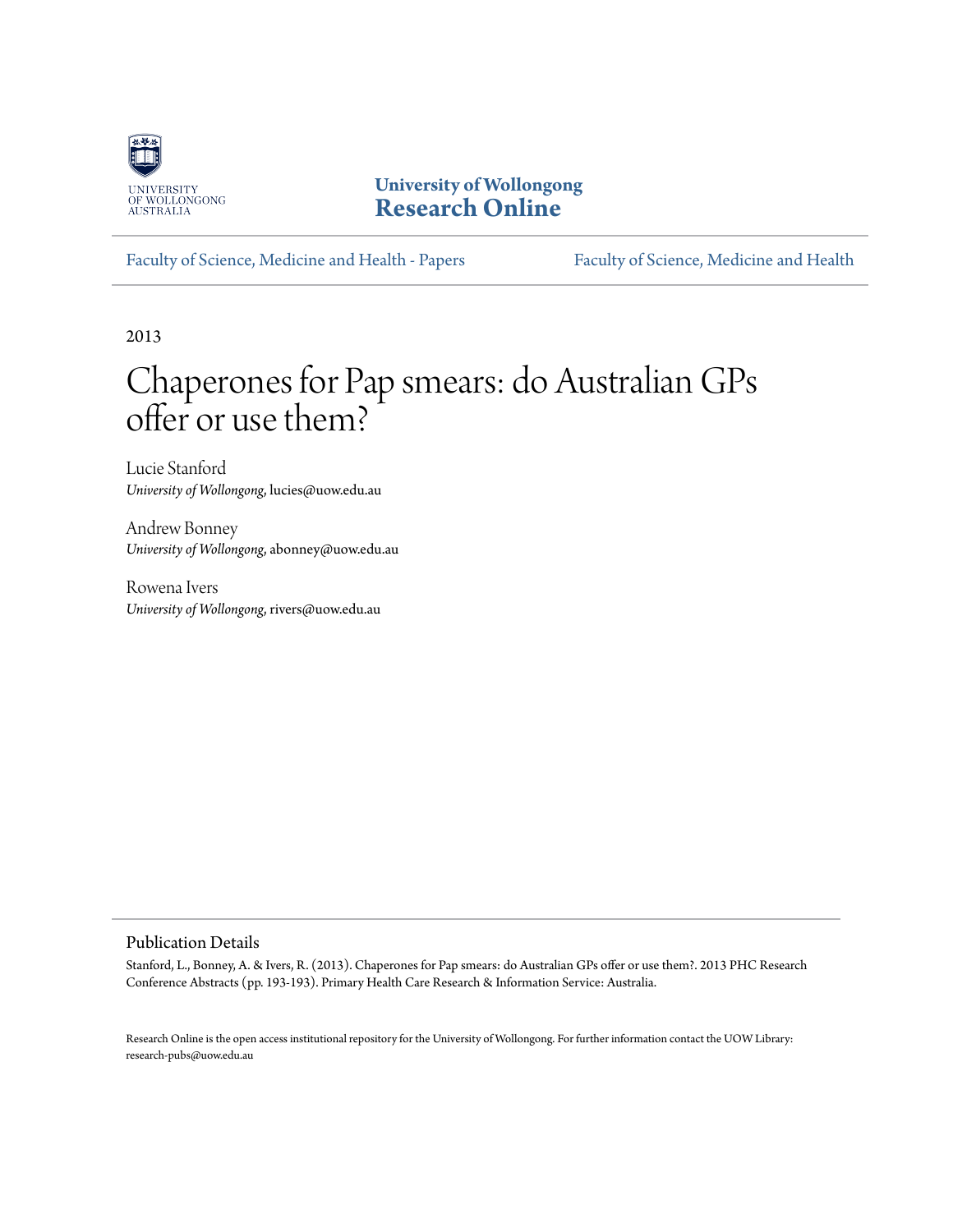University of Wollongong

# Research Online

Faculty of Science, Medicine and Health - Papers

Faculty of Science, Medicine and Health

2013

# Chaperones for Pap smears: do Australian GPs offer or use them?

Lucie Stanford
*University of Wollongong*, lucies@uow.edu.au

Andrew Bonney
*University of Wollongong*, abonney@uow.edu.au

Rowena Ivers
*University of Wollongong*, rivers@uow.edu.au

## Publication Details

Stanford, L., Bonney, A. & Ivers, R. (2013). Chaperones for Pap smears: do Australian GPs offer or use them?. 2013 PHC Research Conference Abstracts (pp. 193-193). Primary Health Care Research & Information Service: Australia.

Research Online is the open access institutional repository for the University of Wollongong. For further information contact the UOW Library: research-pubs@uow.edu.au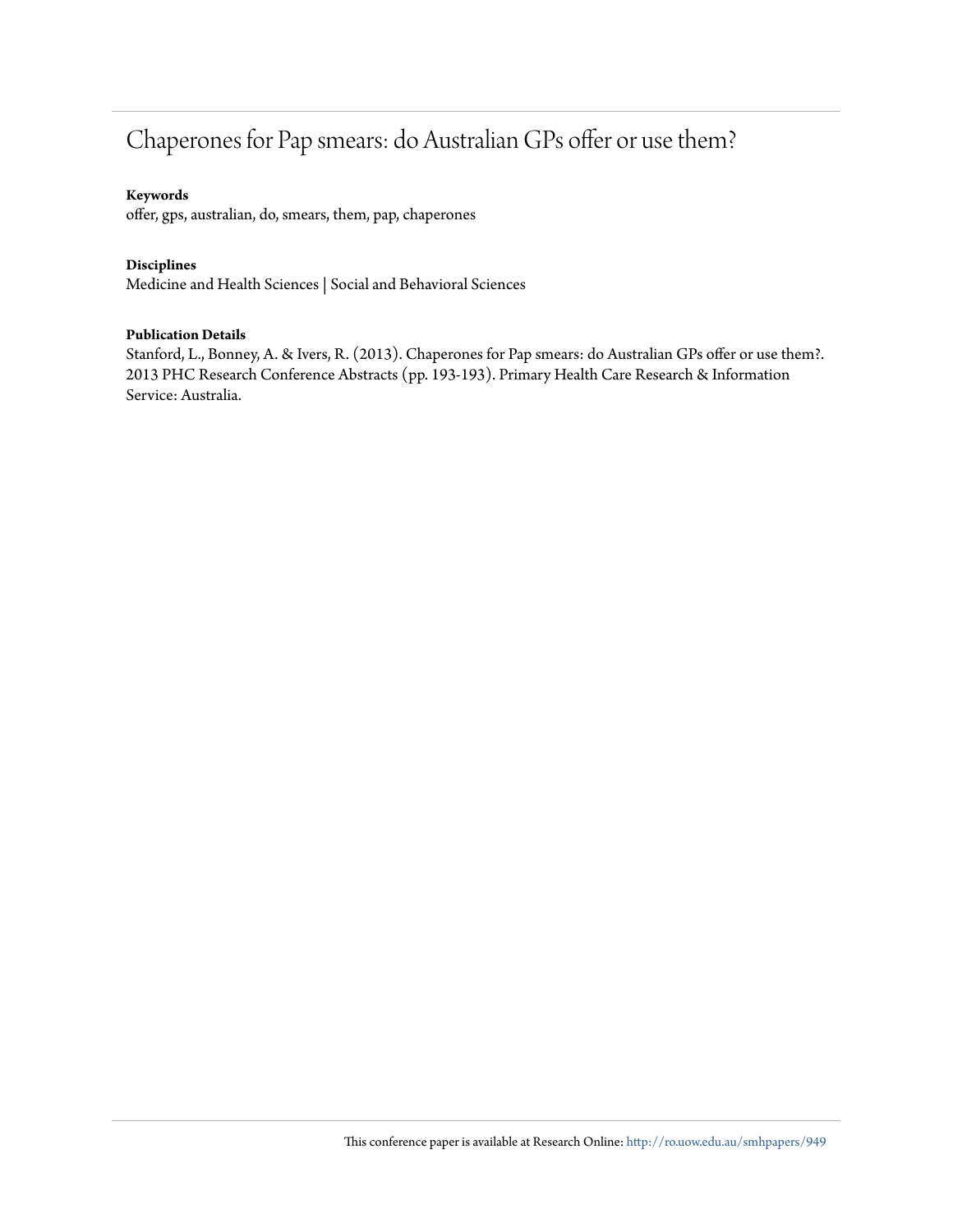# Chaperones for Pap smears: do Australian GPs offer or use them?

**Keywords**

offer, gps, australian, do, smears, them, pap, chaperones

**Disciplines**

Medicine and Health Sciences | Social and Behavioral Sciences

**Publication Details**

Stanford, L., Bonney, A. & Ivers, R. (2013). Chaperones for Pap smears: do Australian GPs offer or use them?. 2013 PHC Research Conference Abstracts (pp. 193-193). Primary Health Care Research & Information Service: Australia.

This conference paper is available at Research Online: http://ro.uow.edu.au/smhpapers/949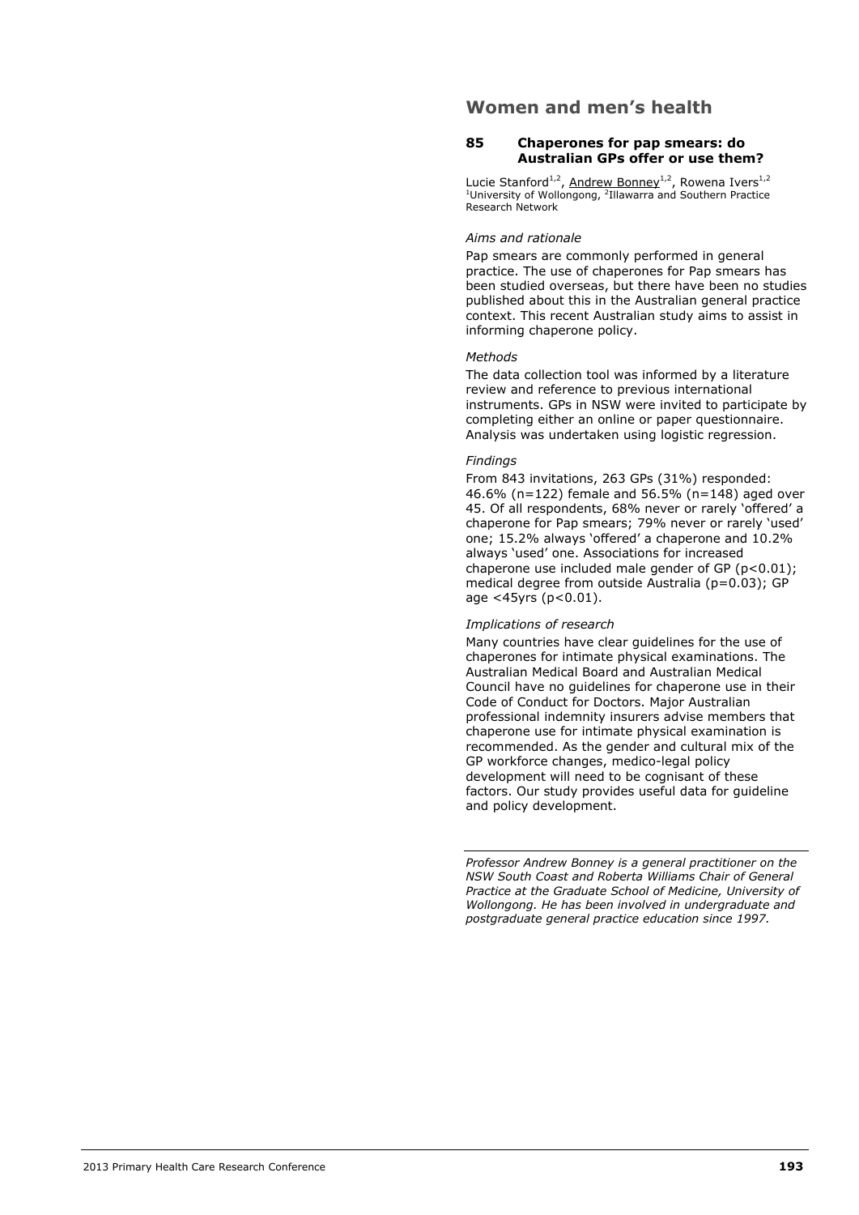# Women and men's health

## 85 Chaperones for pap smears: do Australian GPs offer or use them?

Lucie Stanford[1,2], Andrew Bonney[1,2], Rowena Ivers[1,2]
[1]University of Wollongong, [2]Illawarra and Southern Practice Research Network

*Aims and rationale*

Pap smears are commonly performed in general practice. The use of chaperones for Pap smears has been studied overseas, but there have been no studies published about this in the Australian general practice context. This recent Australian study aims to assist in informing chaperone policy.

*Methods*

The data collection tool was informed by a literature review and reference to previous international instruments. GPs in NSW were invited to participate by completing either an online or paper questionnaire. Analysis was undertaken using logistic regression.

*Findings*

From 843 invitations, 263 GPs (31%) responded: 46.6% (n=122) female and 56.5% (n=148) aged over 45. Of all respondents, 68% never or rarely 'offered' a chaperone for Pap smears; 79% never or rarely 'used' one; 15.2% always 'offered' a chaperone and 10.2% always 'used' one. Associations for increased chaperone use included male gender of GP ($p<0.01$); medical degree from outside Australia ($p=0.03$); GP age <45yrs ($p<0.01$).

*Implications of research*

Many countries have clear guidelines for the use of chaperones for intimate physical examinations. The Australian Medical Board and Australian Medical Council have no guidelines for chaperone use in their Code of Conduct for Doctors. Major Australian professional indemnity insurers advise members that chaperone use for intimate physical examination is recommended. As the gender and cultural mix of the GP workforce changes, medico-legal policy development will need to be cognisant of these factors. Our study provides useful data for guideline and policy development.

*Professor Andrew Bonney is a general practitioner on the NSW South Coast and Roberta Williams Chair of General Practice at the Graduate School of Medicine, University of Wollongong. He has been involved in undergraduate and postgraduate general practice education since 1997.*